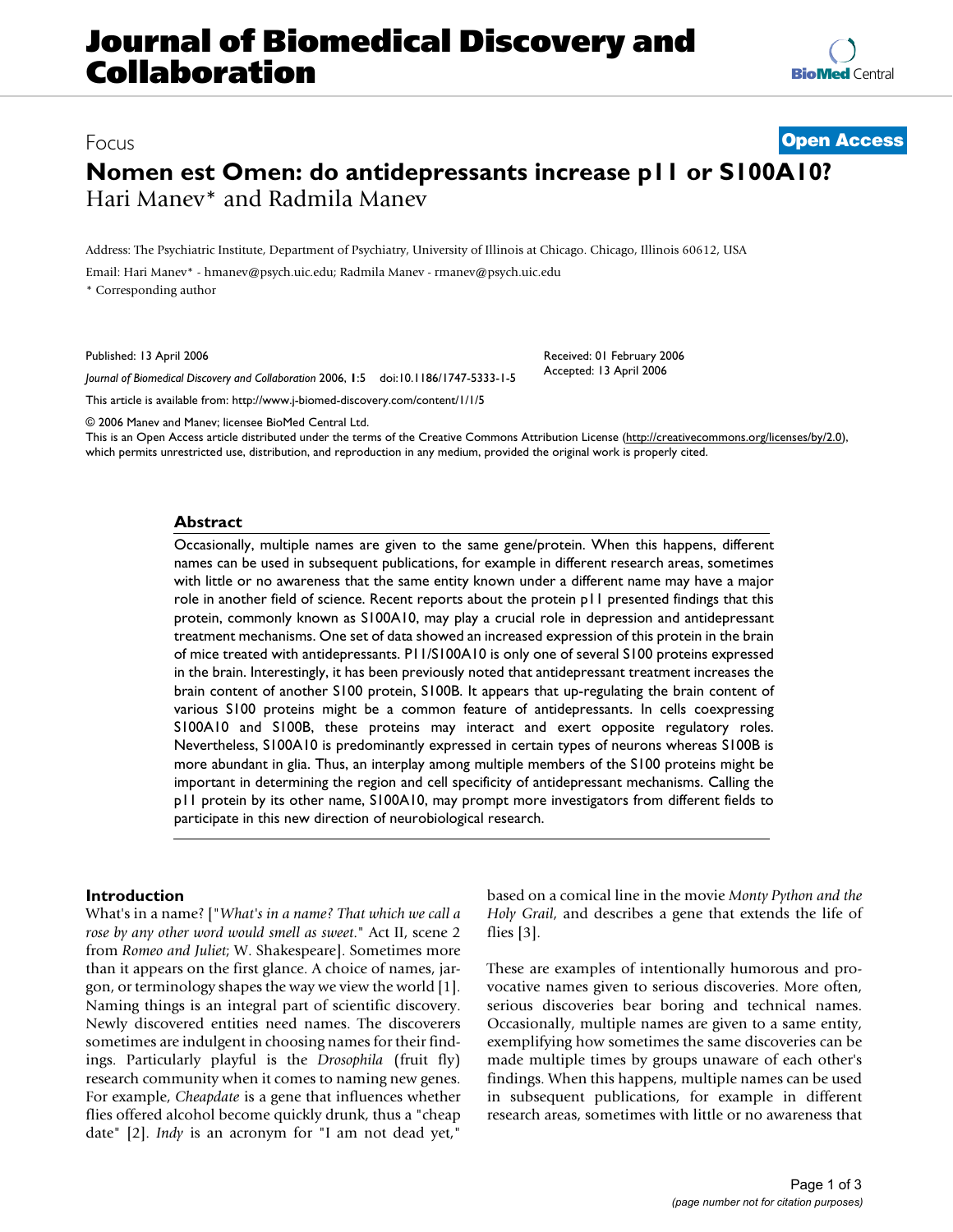# Nomen est Omen: do antidepressants increase p11 or S100A10?

Hari Manev* and Radmila Manev

Address: The Psychiatric Institute, Department of Psychiatry, University of Illinois at Chicago. Chicago, Illinois 60612, USA

Email: Hari Manev* - hmanev@psych.uic.edu; Radmila Manev - rmanev@psych.uic.edu

* Corresponding author

Published: 13 April 2006

*Journal of Biomedical Discovery and Collaboration* 2006, **1**:5 doi:10.1186/1747-5333-1-5

Received: 01 February 2006
Accepted: 13 April 2006

This article is available from: http://www.j-biomed-discovery.com/content/1/1/5

© 2006 Manev and Manev; licensee BioMed Central Ltd.
This is an Open Access article distributed under the terms of the Creative Commons Attribution License (http://creativecommons.org/licenses/by/2.0), which permits unrestricted use, distribution, and reproduction in any medium, provided the original work is properly cited.

## Abstract

Occasionally, multiple names are given to the same gene/protein. When this happens, different names can be used in subsequent publications, for example in different research areas, sometimes with little or no awareness that the same entity known under a different name may have a major role in another field of science. Recent reports about the protein p11 presented findings that this protein, commonly known as S100A10, may play a crucial role in depression and antidepressant treatment mechanisms. One set of data showed an increased expression of this protein in the brain of mice treated with antidepressants. P11/S100A10 is only one of several S100 proteins expressed in the brain. Interestingly, it has been previously noted that antidepressant treatment increases the brain content of another S100 protein, S100B. It appears that up-regulating the brain content of various S100 proteins might be a common feature of antidepressants. In cells coexpressing S100A10 and S100B, these proteins may interact and exert opposite regulatory roles. Nevertheless, S100A10 is predominantly expressed in certain types of neurons whereas S100B is more abundant in glia. Thus, an interplay among multiple members of the S100 proteins might be important in determining the region and cell specificity of antidepressant mechanisms. Calling the p11 protein by its other name, S100A10, may prompt more investigators from different fields to participate in this new direction of neurobiological research.

## Introduction

What's in a name? ["*What's in a name? That which we call a rose by any other word would smell as sweet.*" Act II, scene 2 from *Romeo and Juliet*; W. Shakespeare]. Sometimes more than it appears on the first glance. A choice of names, jargon, or terminology shapes the way we view the world [1]. Naming things is an integral part of scientific discovery. Newly discovered entities need names. The discoverers sometimes are indulgent in choosing names for their findings. Particularly playful is the *Drosophila* (fruit fly) research community when it comes to naming new genes. For example, *Cheapdate* is a gene that influences whether flies offered alcohol become quickly drunk, thus a "cheap date" [2]. *Indy* is an acronym for "I am not dead yet," based on a comical line in the movie *Monty Python and the Holy Grail*, and describes a gene that extends the life of flies [3].

These are examples of intentionally humorous and provocative names given to serious discoveries. More often, serious discoveries bear boring and technical names. Occasionally, multiple names are given to a same entity, exemplifying how sometimes the same discoveries can be made multiple times by groups unaware of each other's findings. When this happens, multiple names can be used in subsequent publications, for example in different research areas, sometimes with little or no awareness that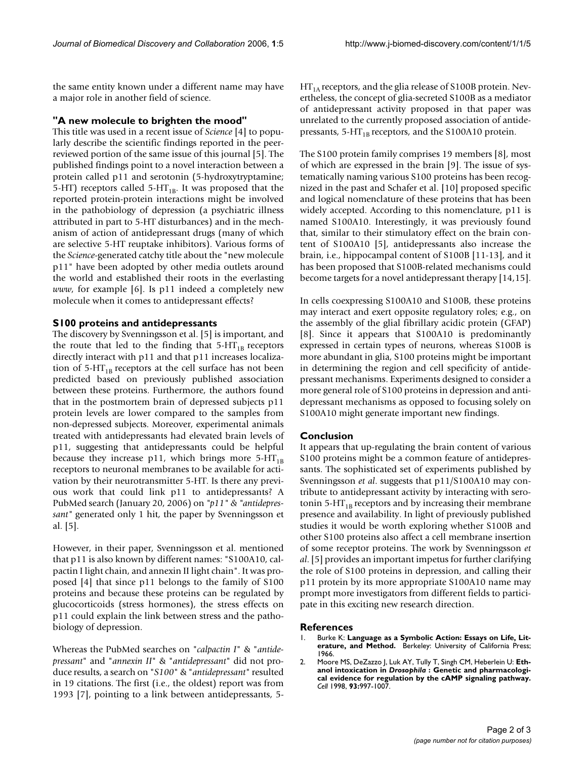the same entity known under a different name may have a major role in another field of science.

## "A new molecule to brighten the mood"

This title was used in a recent issue of *Science* [4] to popularly describe the scientific findings reported in the peer-reviewed portion of the same issue of this journal [5]. The published findings point to a novel interaction between a protein called p11 and serotonin (5-hydroxytryptamine; 5-HT) receptors called 5-$HT_{1B}$. It was proposed that the reported protein-protein interactions might be involved in the pathobiology of depression (a psychiatric illness attributed in part to 5-HT disturbances) and in the mechanism of action of antidepressant drugs (many of which are selective 5-HT reuptake inhibitors). Various forms of the *Science*-generated catchy title about the "new molecule p11" have been adopted by other media outlets around the world and established their roots in the everlasting *www*, for example [6]. Is p11 indeed a completely new molecule when it comes to antidepressant effects?

## S100 proteins and antidepressants

The discovery by Svenningsson et al. [5] is important, and the route that led to the finding that 5-$HT_{1B}$ receptors directly interact with p11 and that p11 increases localization of 5-$HT_{1B}$ receptors at the cell surface has not been predicted based on previously published association between these proteins. Furthermore, the authors found that in the postmortem brain of depressed subjects p11 protein levels are lower compared to the samples from non-depressed subjects. Moreover, experimental animals treated with antidepressants had elevated brain levels of p11, suggesting that antidepressants could be helpful because they increase p11, which brings more 5-$HT_{1B}$ receptors to neuronal membranes to be available for activation by their neurotransmitter 5-HT. Is there any previous work that could link p11 to antidepressants? A PubMed search (January 20, 2006) on "*p11*" & "*antidepressant*" generated only 1 hit, the paper by Svenningsson et al. [5].

However, in their paper, Svenningsson et al. mentioned that p11 is also known by different names: "S100A10, calpactin I light chain, and annexin II light chain". It was proposed [4] that since p11 belongs to the family of S100 proteins and because these proteins can be regulated by glucocorticoids (stress hormones), the stress effects on p11 could explain the link between stress and the pathobiology of depression.

Whereas the PubMed searches on "*calpactin I*" & "*antidepressant*" and "*annexin II*" & "*antidepressant*" did not produce results, a search on "*S100*" & "*antidepressant*" resulted in 19 citations. The first (i.e., the oldest) report was from 1993 [7], pointing to a link between antidepressants, 5-$HT_{1A}$ receptors, and the glia release of S100B protein. Nevertheless, the concept of glia-secreted S100B as a mediator of antidepressant activity proposed in that paper was unrelated to the currently proposed association of antidepressants, 5-$HT_{1B}$ receptors, and the S100A10 protein.

The S100 protein family comprises 19 members [8], most of which are expressed in the brain [9]. The issue of systematically naming various S100 proteins has been recognized in the past and Schafer et al. [10] proposed specific and logical nomenclature of these proteins that has been widely accepted. According to this nomenclature, p11 is named S100A10. Interestingly, it was previously found that, similar to their stimulatory effect on the brain content of S100A10 [5], antidepressants also increase the brain, i.e., hippocampal content of S100B [11-13], and it has been proposed that S100B-related mechanisms could become targets for a novel antidepressant therapy [14,15].

In cells coexpressing S100A10 and S100B, these proteins may interact and exert opposite regulatory roles; e.g., on the assembly of the glial fibrillary acidic protein (GFAP) [8]. Since it appears that S100A10 is predominantly expressed in certain types of neurons, whereas S100B is more abundant in glia, S100 proteins might be important in determining the region and cell specificity of antidepressant mechanisms. Experiments designed to consider a more general role of S100 proteins in depression and antidepressant mechanisms as opposed to focusing solely on S100A10 might generate important new findings.

## Conclusion

It appears that up-regulating the brain content of various S100 proteins might be a common feature of antidepressants. The sophisticated set of experiments published by Svenningsson *et al*. suggests that p11/S100A10 may contribute to antidepressant activity by interacting with serotonin 5-$HT_{1B}$ receptors and by increasing their membrane presence and availability. In light of previously published studies it would be worth exploring whether S100B and other S100 proteins also affect a cell membrane insertion of some receptor proteins. The work by Svenningsson *et al*. [5] provides an important impetus for further clarifying the role of S100 proteins in depression, and calling their p11 protein by its more appropriate S100A10 name may prompt more investigators from different fields to participate in this exciting new research direction.

## References

1. Burke K: **Language as a Symbolic Action: Essays on Life, Literature, and Method.** Berkeley: University of California Press; 1966.
2. Moore MS, DeZazzo J, Luk AY, Tully T, Singh CM, Heberlein U: **Ethanol intoxication in *Drosophila* : Genetic and pharmacological evidence for regulation by the cAMP signaling pathway.** *Cell* 1998, **93:**997-1007.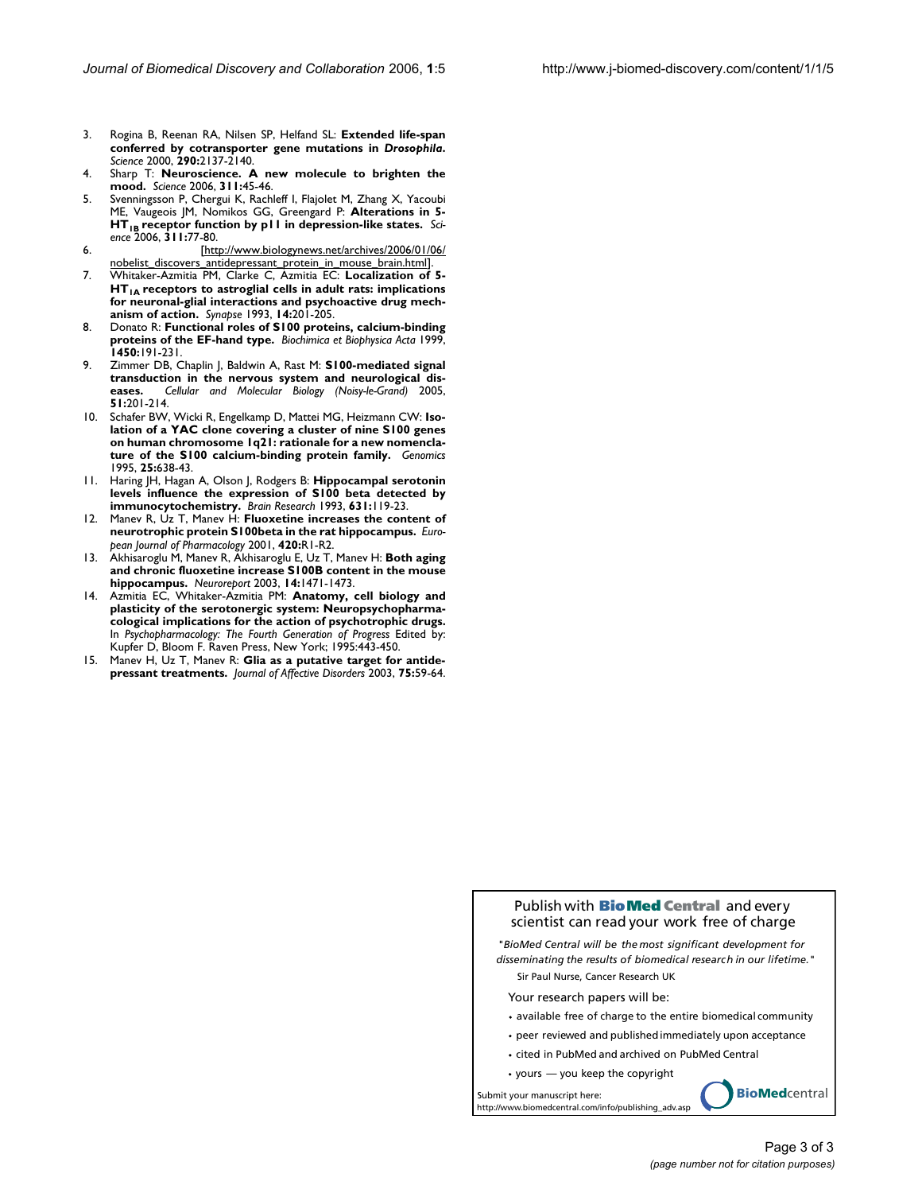3. Rogina B, Reenan RA, Nilsen SP, Helfand SL: **Extended life-span conferred by cotransporter gene mutations in *Drosophila*.** *Science* 2000, **290:**2137-2140.
4. Sharp T: **Neuroscience. A new molecule to brighten the mood.** *Science* 2006, **311:**45-46.
5. Svenningsson P, Chergui K, Rachleff I, Flajolet M, Zhang X, Yacoubi ME, Vaugeois JM, Nomikos GG, Greengard P: **Alterations in 5-$HT_{1B}$ receptor function by p11 in depression-like states.** *Science* 2006, **311:**77-80.
6. [http://www.biologynews.net/archives/2006/01/06/nobelist_discovers_antidepressant_protein_in_mouse_brain.html].
7. Whitaker-Azmitia PM, Clarke C, Azmitia EC: **Localization of 5-$HT_{1A}$ receptors to astroglial cells in adult rats: implications for neuronal-glial interactions and psychoactive drug mechanism of action.** *Synapse* 1993, **14:**201-205.
8. Donato R: **Functional roles of S100 proteins, calcium-binding proteins of the EF-hand type.** *Biochimica et Biophysica Acta* 1999, **1450:**191-231.
9. Zimmer DB, Chaplin J, Baldwin A, Rast M: **S100-mediated signal transduction in the nervous system and neurological diseases.** *Cellular and Molecular Biology (Noisy-le-Grand)* 2005, **51:**201-214.
10. Schafer BW, Wicki R, Engelkamp D, Mattei MG, Heizmann CW: **Isolation of a YAC clone covering a cluster of nine S100 genes on human chromosome 1q21: rationale for a new nomenclature of the S100 calcium-binding protein family.** *Genomics* 1995, **25:**638-43.
11. Haring JH, Hagan A, Olson J, Rodgers B: **Hippocampal serotonin levels influence the expression of S100 beta detected by immunocytochemistry.** *Brain Research* 1993, **631:**119-23.
12. Manev R, Uz T, Manev H: **Fluoxetine increases the content of neurotrophic protein S100beta in the rat hippocampus.** *European Journal of Pharmacology* 2001, **420:**R1-R2.
13. Akhisaroglu M, Manev R, Akhisaroglu E, Uz T, Manev H: **Both aging and chronic fluoxetine increase S100B content in the mouse hippocampus.** *Neuroreport* 2003, **14:**1471-1473.
14. Azmitia EC, Whitaker-Azmitia PM: **Anatomy, cell biology and plasticity of the serotonergic system: Neuropsychopharmacological implications for the action of psychotropic drugs.** In *Psychopharmacology: The Fourth Generation of Progress* Edited by: Kupfer D, Bloom F. Raven Press, New York; 1995:443-450.
15. Manev H, Uz T, Manev R: **Glia as a putative target for antidepressant treatments.** *Journal of Affective Disorders* 2003, **75:**59-64.

Publish with **BioMed Central** and every scientist can read your work free of charge

*"BioMed Central will be the most significant development for disseminating the results of biomedical research in our lifetime."*

Sir Paul Nurse, Cancer Research UK

Your research papers will be:

- available free of charge to the entire biomedical community
- peer reviewed and published immediately upon acceptance
- cited in PubMed and archived on PubMed Central
- yours — you keep the copyright

Submit your manuscript here:
http://www.biomedcentral.com/info/publishing_adv.asp

BioMedcentral